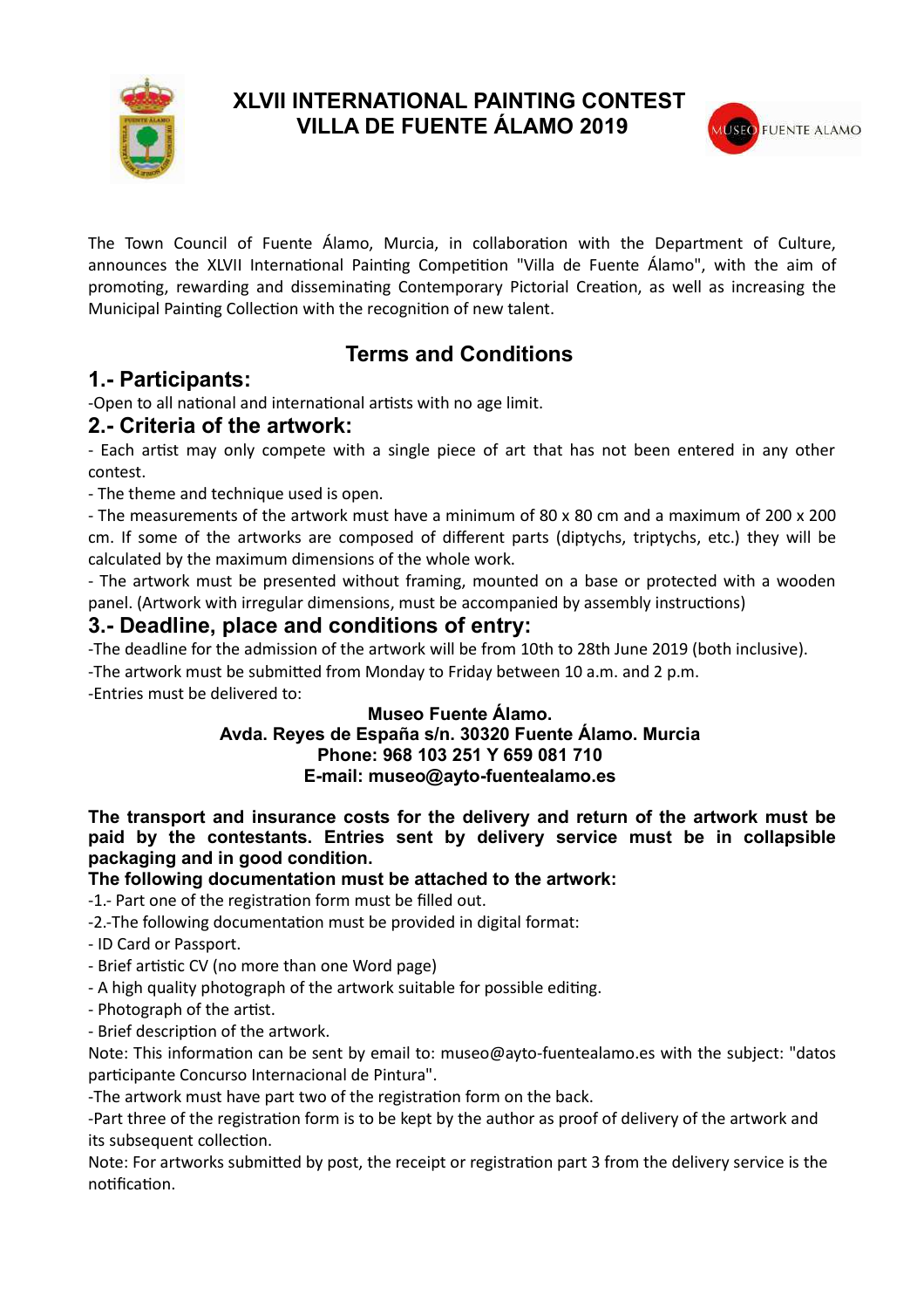# XLVII INTERNATIONAL PAINTING CONTEST VILLA DE FUENTE ÁLAMO 2019

The Town Council of Fuente Álamo, Murcia, in collaboration with the Department of Culture, announces the XLVII International Painting Competition "Villa de Fuente Álamo", with the aim of promoting, rewarding and disseminating Contemporary Pictorial Creation, as well as increasing the Municipal Painting Collection with the recognition of new talent.

## Terms and Conditions

## 1.- Participants:

-Open to all national and international artists with no age limit.

## 2.- Criteria of the artwork:

- Each artist may only compete with a single piece of art that has not been entered in any other contest.
- The theme and technique used is open.
- The measurements of the artwork must have a minimum of 80 x 80 cm and a maximum of 200 x 200 cm. If some of the artworks are composed of different parts (diptychs, triptychs, etc.) they will be calculated by the maximum dimensions of the whole work.
- The artwork must be presented without framing, mounted on a base or protected with a wooden panel. (Artwork with irregular dimensions, must be accompanied by assembly instructions)

## 3.- Deadline, place and conditions of entry:

-The deadline for the admission of the artwork will be from 10th to 28th June 2019 (both inclusive).

-The artwork must be submitted from Monday to Friday between 10 a.m. and 2 p.m.

-Entries must be delivered to:

**Museo Fuente Álamo.**
**Avda. Reyes de España s/n. 30320 Fuente Álamo. Murcia**
**Phone: 968 103 251 Y 659 081 710**
**E-mail: museo@ayto-fuentealamo.es**

**The transport and insurance costs for the delivery and return of the artwork must be paid by the contestants. Entries sent by delivery service must be in collapsible packaging and in good condition.**

**The following documentation must be attached to the artwork:**

-1.- Part one of the registration form must be filled out.

-2.-The following documentation must be provided in digital format:

- ID Card or Passport.
- Brief artistic CV (no more than one Word page)
- A high quality photograph of the artwork suitable for possible editing.
- Photograph of the artist.
- Brief description of the artwork.

Note: This information can be sent by email to: museo@ayto-fuentealamo.es with the subject: "datos participante Concurso Internacional de Pintura".

-The artwork must have part two of the registration form on the back.

-Part three of the registration form is to be kept by the author as proof of delivery of the artwork and its subsequent collection.

Note: For artworks submitted by post, the receipt or registration part 3 from the delivery service is the notification.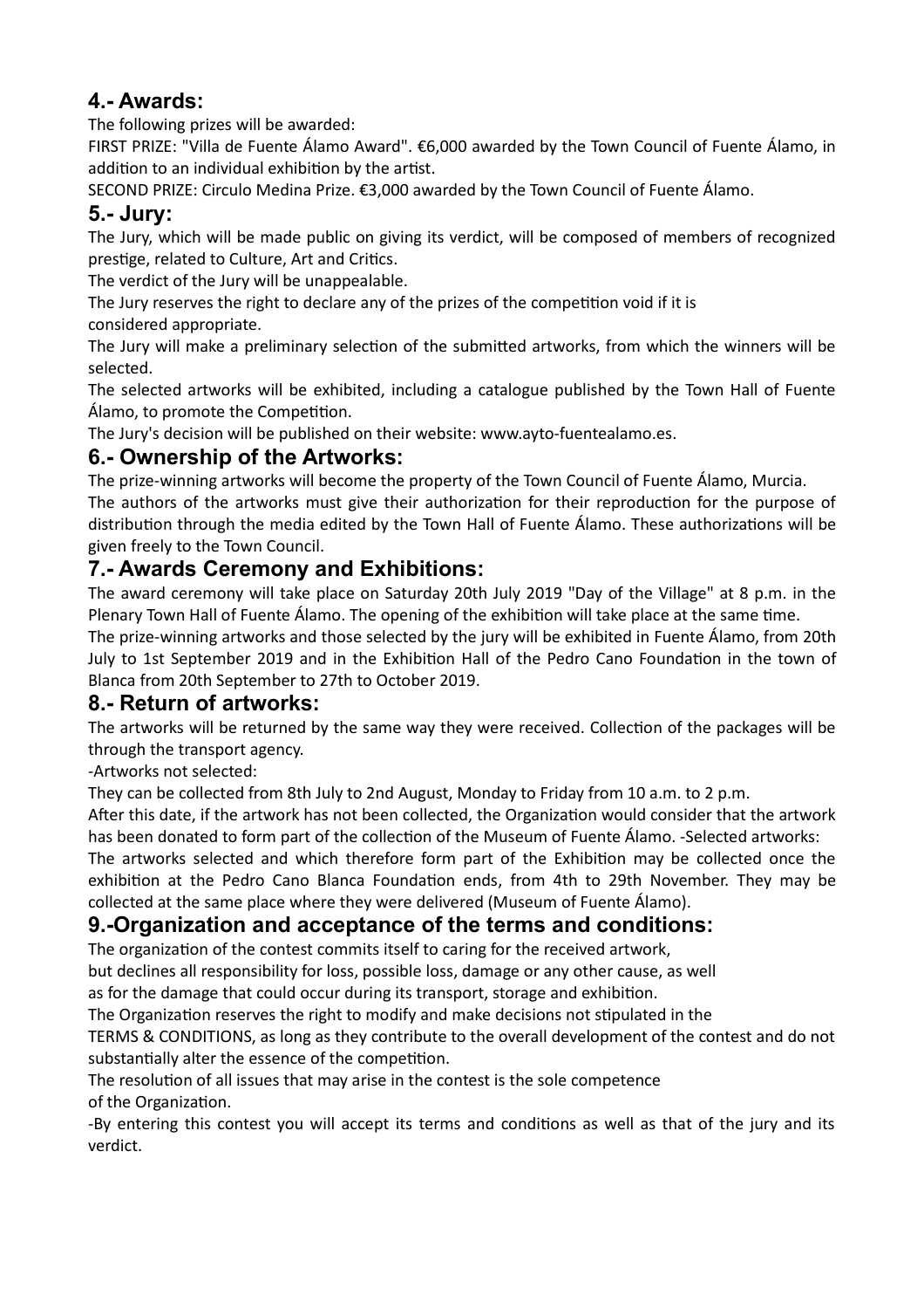## 4.- Awards:

The following prizes will be awarded:

FIRST PRIZE: "Villa de Fuente Álamo Award". €6,000 awarded by the Town Council of Fuente Álamo, in addition to an individual exhibition by the artist.

SECOND PRIZE: Circulo Medina Prize. €3,000 awarded by the Town Council of Fuente Álamo.

## 5.- Jury:

The Jury, which will be made public on giving its verdict, will be composed of members of recognized prestige, related to Culture, Art and Critics.

The verdict of the Jury will be unappealable.

The Jury reserves the right to declare any of the prizes of the competition void if it is considered appropriate.

The Jury will make a preliminary selection of the submitted artworks, from which the winners will be selected.

The selected artworks will be exhibited, including a catalogue published by the Town Hall of Fuente Álamo, to promote the Competition.

The Jury's decision will be published on their website: www.ayto-fuentealamo.es.

## 6.- Ownership of the Artworks:

The prize-winning artworks will become the property of the Town Council of Fuente Álamo, Murcia.

The authors of the artworks must give their authorization for their reproduction for the purpose of distribution through the media edited by the Town Hall of Fuente Álamo. These authorizations will be given freely to the Town Council.

## 7.- Awards Ceremony and Exhibitions:

The award ceremony will take place on Saturday 20th July 2019 "Day of the Village" at 8 p.m. in the Plenary Town Hall of Fuente Álamo. The opening of the exhibition will take place at the same time.

The prize-winning artworks and those selected by the jury will be exhibited in Fuente Álamo, from 20th July to 1st September 2019 and in the Exhibition Hall of the Pedro Cano Foundation in the town of Blanca from 20th September to 27th to October 2019.

## 8.- Return of artworks:

The artworks will be returned by the same way they were received. Collection of the packages will be through the transport agency.

-Artworks not selected:

They can be collected from 8th July to 2nd August, Monday to Friday from 10 a.m. to 2 p.m.

After this date, if the artwork has not been collected, the Organization would consider that the artwork has been donated to form part of the collection of the Museum of Fuente Álamo. -Selected artworks:

The artworks selected and which therefore form part of the Exhibition may be collected once the exhibition at the Pedro Cano Blanca Foundation ends, from 4th to 29th November. They may be collected at the same place where they were delivered (Museum of Fuente Álamo).

## 9.-Organization and acceptance of the terms and conditions:

The organization of the contest commits itself to caring for the received artwork, but declines all responsibility for loss, possible loss, damage or any other cause, as well as for the damage that could occur during its transport, storage and exhibition.

The Organization reserves the right to modify and make decisions not stipulated in the TERMS & CONDITIONS, as long as they contribute to the overall development of the contest and do not substantially alter the essence of the competition.

The resolution of all issues that may arise in the contest is the sole competence of the Organization.

-By entering this contest you will accept its terms and conditions as well as that of the jury and its verdict.